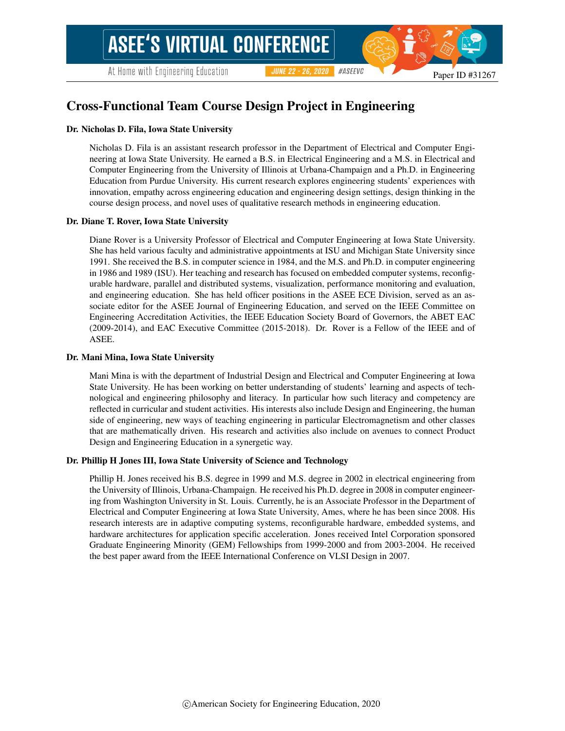# Cross-Functional Team Course Design Project in Engineering

**Dr. Nicholas D. Fila, Iowa State University**

Nicholas D. Fila is an assistant research professor in the Department of Electrical and Computer Engineering at Iowa State University. He earned a B.S. in Electrical Engineering and a M.S. in Electrical and Computer Engineering from the University of Illinois at Urbana-Champaign and a Ph.D. in Engineering Education from Purdue University. His current research explores engineering students' experiences with innovation, empathy across engineering education and engineering design settings, design thinking in the course design process, and novel uses of qualitative research methods in engineering education.

**Dr. Diane T. Rover, Iowa State University**

Diane Rover is a University Professor of Electrical and Computer Engineering at Iowa State University. She has held various faculty and administrative appointments at ISU and Michigan State University since 1991. She received the B.S. in computer science in 1984, and the M.S. and Ph.D. in computer engineering in 1986 and 1989 (ISU). Her teaching and research has focused on embedded computer systems, reconfigurable hardware, parallel and distributed systems, visualization, performance monitoring and evaluation, and engineering education. She has held officer positions in the ASEE ECE Division, served as an associate editor for the ASEE Journal of Engineering Education, and served on the IEEE Committee on Engineering Accreditation Activities, the IEEE Education Society Board of Governors, the ABET EAC (2009-2014), and EAC Executive Committee (2015-2018). Dr. Rover is a Fellow of the IEEE and of ASEE.

**Dr. Mani Mina, Iowa State University**

Mani Mina is with the department of Industrial Design and Electrical and Computer Engineering at Iowa State University. He has been working on better understanding of students' learning and aspects of technological and engineering philosophy and literacy. In particular how such literacy and competency are reflected in curricular and student activities. His interests also include Design and Engineering, the human side of engineering, new ways of teaching engineering in particular Electromagnetism and other classes that are mathematically driven. His research and activities also include on avenues to connect Product Design and Engineering Education in a synergetic way.

**Dr. Phillip H Jones III, Iowa State University of Science and Technology**

Phillip H. Jones received his B.S. degree in 1999 and M.S. degree in 2002 in electrical engineering from the University of Illinois, Urbana-Champaign. He received his Ph.D. degree in 2008 in computer engineering from Washington University in St. Louis. Currently, he is an Associate Professor in the Department of Electrical and Computer Engineering at Iowa State University, Ames, where he has been since 2008. His research interests are in adaptive computing systems, reconfigurable hardware, embedded systems, and hardware architectures for application specific acceleration. Jones received Intel Corporation sponsored Graduate Engineering Minority (GEM) Fellowships from 1999-2000 and from 2003-2004. He received the best paper award from the IEEE International Conference on VLSI Design in 2007.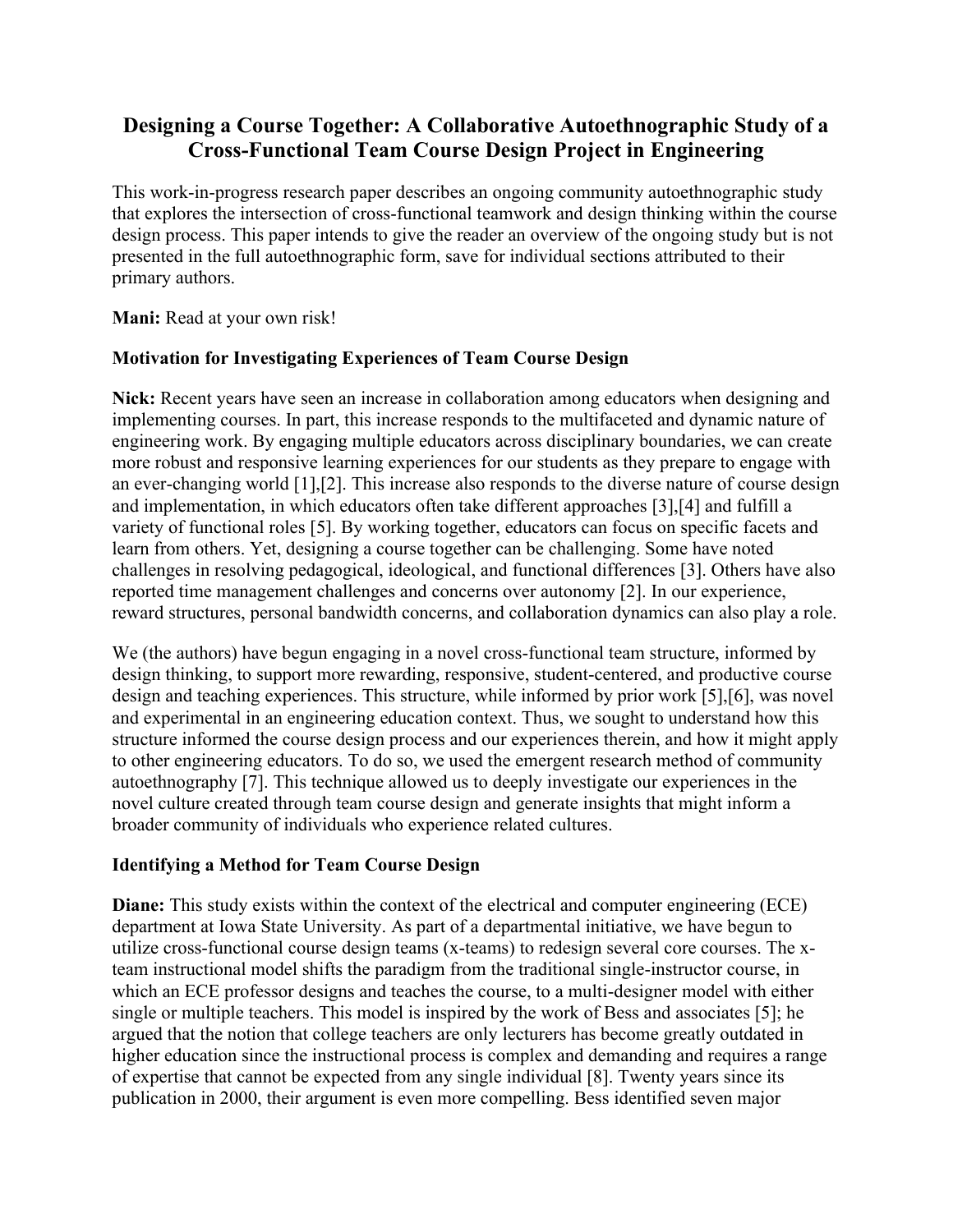# Designing a Course Together: A Collaborative Autoethnographic Study of a Cross-Functional Team Course Design Project in Engineering

This work-in-progress research paper describes an ongoing community autoethnographic study that explores the intersection of cross-functional teamwork and design thinking within the course design process. This paper intends to give the reader an overview of the ongoing study but is not presented in the full autoethnographic form, save for individual sections attributed to their primary authors.

**Mani:** Read at your own risk!

### Motivation for Investigating Experiences of Team Course Design

**Nick:** Recent years have seen an increase in collaboration among educators when designing and implementing courses. In part, this increase responds to the multifaceted and dynamic nature of engineering work. By engaging multiple educators across disciplinary boundaries, we can create more robust and responsive learning experiences for our students as they prepare to engage with an ever-changing world [1],[2]. This increase also responds to the diverse nature of course design and implementation, in which educators often take different approaches [3],[4] and fulfill a variety of functional roles [5]. By working together, educators can focus on specific facets and learn from others. Yet, designing a course together can be challenging. Some have noted challenges in resolving pedagogical, ideological, and functional differences [3]. Others have also reported time management challenges and concerns over autonomy [2]. In our experience, reward structures, personal bandwidth concerns, and collaboration dynamics can also play a role.

We (the authors) have begun engaging in a novel cross-functional team structure, informed by design thinking, to support more rewarding, responsive, student-centered, and productive course design and teaching experiences. This structure, while informed by prior work [5],[6], was novel and experimental in an engineering education context. Thus, we sought to understand how this structure informed the course design process and our experiences therein, and how it might apply to other engineering educators. To do so, we used the emergent research method of community autoethnography [7]. This technique allowed us to deeply investigate our experiences in the novel culture created through team course design and generate insights that might inform a broader community of individuals who experience related cultures.

### Identifying a Method for Team Course Design

**Diane:** This study exists within the context of the electrical and computer engineering (ECE) department at Iowa State University. As part of a departmental initiative, we have begun to utilize cross-functional course design teams (x-teams) to redesign several core courses. The x-team instructional model shifts the paradigm from the traditional single-instructor course, in which an ECE professor designs and teaches the course, to a multi-designer model with either single or multiple teachers. This model is inspired by the work of Bess and associates [5]; he argued that the notion that college teachers are only lecturers has become greatly outdated in higher education since the instructional process is complex and demanding and requires a range of expertise that cannot be expected from any single individual [8]. Twenty years since its publication in 2000, their argument is even more compelling. Bess identified seven major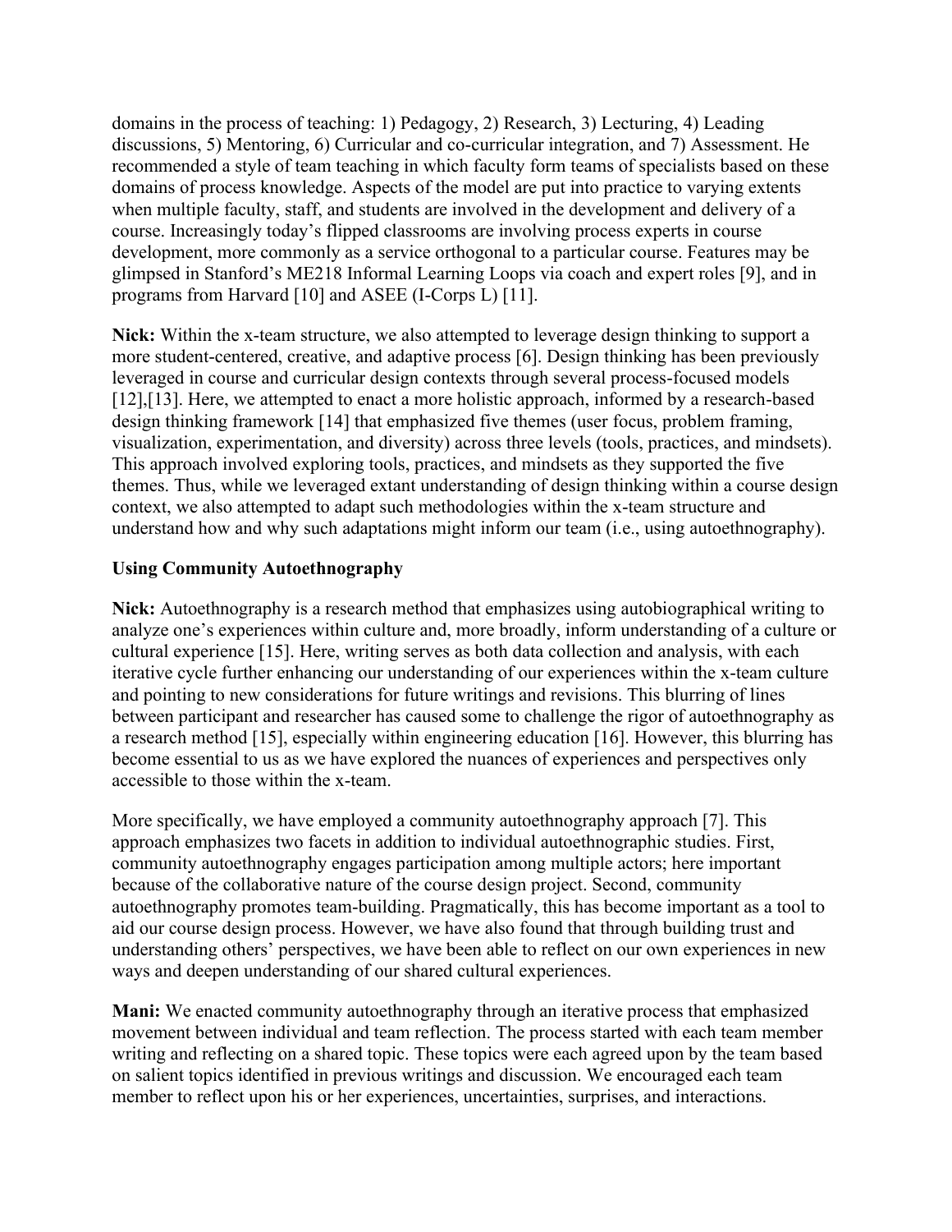domains in the process of teaching: 1) Pedagogy, 2) Research, 3) Lecturing, 4) Leading discussions, 5) Mentoring, 6) Curricular and co-curricular integration, and 7) Assessment. He recommended a style of team teaching in which faculty form teams of specialists based on these domains of process knowledge. Aspects of the model are put into practice to varying extents when multiple faculty, staff, and students are involved in the development and delivery of a course. Increasingly today's flipped classrooms are involving process experts in course development, more commonly as a service orthogonal to a particular course. Features may be glimpsed in Stanford's ME218 Informal Learning Loops via coach and expert roles [9], and in programs from Harvard [10] and ASEE (I-Corps L) [11].

**Nick:** Within the x-team structure, we also attempted to leverage design thinking to support a more student-centered, creative, and adaptive process [6]. Design thinking has been previously leveraged in course and curricular design contexts through several process-focused models [12],[13]. Here, we attempted to enact a more holistic approach, informed by a research-based design thinking framework [14] that emphasized five themes (user focus, problem framing, visualization, experimentation, and diversity) across three levels (tools, practices, and mindsets). This approach involved exploring tools, practices, and mindsets as they supported the five themes. Thus, while we leveraged extant understanding of design thinking within a course design context, we also attempted to adapt such methodologies within the x-team structure and understand how and why such adaptations might inform our team (i.e., using autoethnography).

### Using Community Autoethnography

**Nick:** Autoethnography is a research method that emphasizes using autobiographical writing to analyze one's experiences within culture and, more broadly, inform understanding of a culture or cultural experience [15]. Here, writing serves as both data collection and analysis, with each iterative cycle further enhancing our understanding of our experiences within the x-team culture and pointing to new considerations for future writings and revisions. This blurring of lines between participant and researcher has caused some to challenge the rigor of autoethnography as a research method [15], especially within engineering education [16]. However, this blurring has become essential to us as we have explored the nuances of experiences and perspectives only accessible to those within the x-team.

More specifically, we have employed a community autoethnography approach [7]. This approach emphasizes two facets in addition to individual autoethnographic studies. First, community autoethnography engages participation among multiple actors; here important because of the collaborative nature of the course design project. Second, community autoethnography promotes team-building. Pragmatically, this has become important as a tool to aid our course design process. However, we have also found that through building trust and understanding others' perspectives, we have been able to reflect on our own experiences in new ways and deepen understanding of our shared cultural experiences.

**Mani:** We enacted community autoethnography through an iterative process that emphasized movement between individual and team reflection. The process started with each team member writing and reflecting on a shared topic. These topics were each agreed upon by the team based on salient topics identified in previous writings and discussion. We encouraged each team member to reflect upon his or her experiences, uncertainties, surprises, and interactions.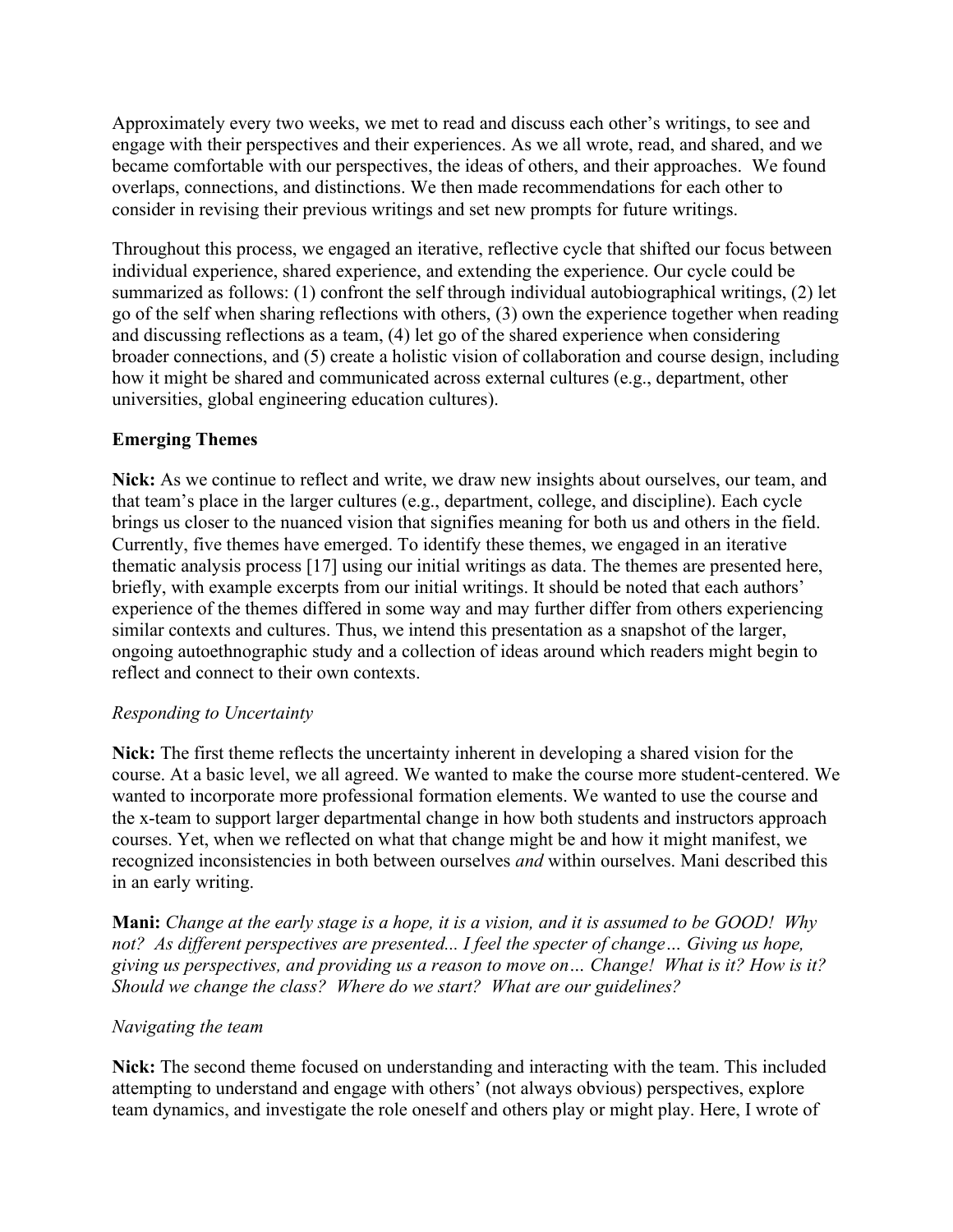Approximately every two weeks, we met to read and discuss each other's writings, to see and engage with their perspectives and their experiences. As we all wrote, read, and shared, and we became comfortable with our perspectives, the ideas of others, and their approaches. We found overlaps, connections, and distinctions. We then made recommendations for each other to consider in revising their previous writings and set new prompts for future writings.

Throughout this process, we engaged an iterative, reflective cycle that shifted our focus between individual experience, shared experience, and extending the experience. Our cycle could be summarized as follows: (1) confront the self through individual autobiographical writings, (2) let go of the self when sharing reflections with others, (3) own the experience together when reading and discussing reflections as a team, (4) let go of the shared experience when considering broader connections, and (5) create a holistic vision of collaboration and course design, including how it might be shared and communicated across external cultures (e.g., department, other universities, global engineering education cultures).

**Emerging Themes**

**Nick:** As we continue to reflect and write, we draw new insights about ourselves, our team, and that team's place in the larger cultures (e.g., department, college, and discipline). Each cycle brings us closer to the nuanced vision that signifies meaning for both us and others in the field. Currently, five themes have emerged. To identify these themes, we engaged in an iterative thematic analysis process [17] using our initial writings as data. The themes are presented here, briefly, with example excerpts from our initial writings. It should be noted that each authors' experience of the themes differed in some way and may further differ from others experiencing similar contexts and cultures. Thus, we intend this presentation as a snapshot of the larger, ongoing autoethnographic study and a collection of ideas around which readers might begin to reflect and connect to their own contexts.

*Responding to Uncertainty*

**Nick:** The first theme reflects the uncertainty inherent in developing a shared vision for the course. At a basic level, we all agreed. We wanted to make the course more student-centered. We wanted to incorporate more professional formation elements. We wanted to use the course and the x-team to support larger departmental change in how both students and instructors approach courses. Yet, when we reflected on what that change might be and how it might manifest, we recognized inconsistencies in both between ourselves *and* within ourselves. Mani described this in an early writing.

**Mani:** *Change at the early stage is a hope, it is a vision, and it is assumed to be GOOD! Why not? As different perspectives are presented... I feel the specter of change… Giving us hope, giving us perspectives, and providing us a reason to move on… Change! What is it? How is it? Should we change the class? Where do we start? What are our guidelines?*

*Navigating the team*

**Nick:** The second theme focused on understanding and interacting with the team. This included attempting to understand and engage with others' (not always obvious) perspectives, explore team dynamics, and investigate the role oneself and others play or might play. Here, I wrote of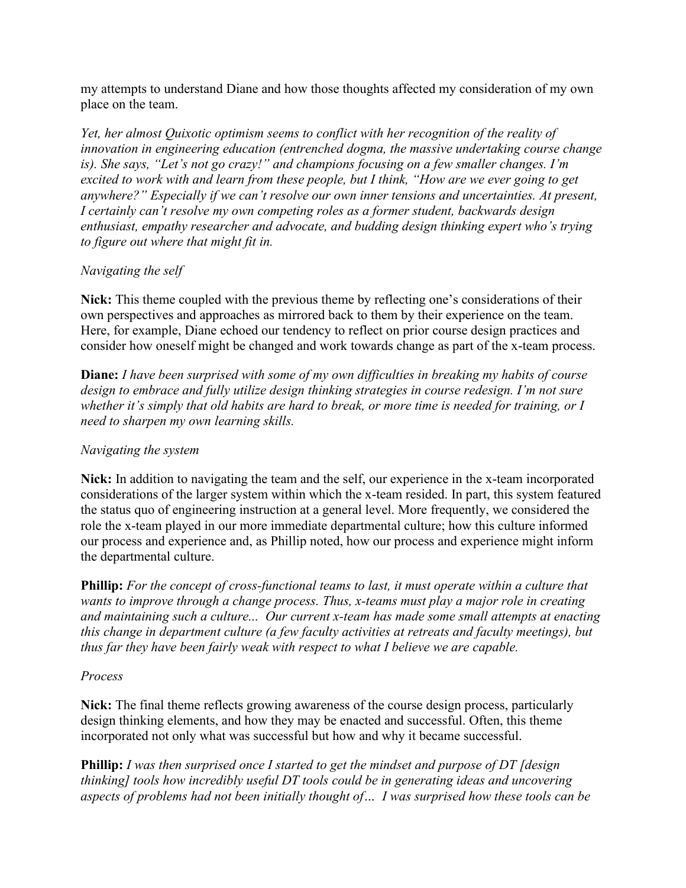my attempts to understand Diane and how those thoughts affected my consideration of my own place on the team.

*Yet, her almost Quixotic optimism seems to conflict with her recognition of the reality of innovation in engineering education (entrenched dogma, the massive undertaking course change is). She says, "Let's not go crazy!" and champions focusing on a few smaller changes. I'm excited to work with and learn from these people, but I think, "How are we ever going to get anywhere?" Especially if we can't resolve our own inner tensions and uncertainties. At present, I certainly can't resolve my own competing roles as a former student, backwards design enthusiast, empathy researcher and advocate, and budding design thinking expert who's trying to figure out where that might fit in.*

*Navigating the self*

**Nick:** This theme coupled with the previous theme by reflecting one's considerations of their own perspectives and approaches as mirrored back to them by their experience on the team. Here, for example, Diane echoed our tendency to reflect on prior course design practices and consider how oneself might be changed and work towards change as part of the x-team process.

**Diane:** *I have been surprised with some of my own difficulties in breaking my habits of course design to embrace and fully utilize design thinking strategies in course redesign. I'm not sure whether it's simply that old habits are hard to break, or more time is needed for training, or I need to sharpen my own learning skills.*

*Navigating the system*

**Nick:** In addition to navigating the team and the self, our experience in the x-team incorporated considerations of the larger system within which the x-team resided. In part, this system featured the status quo of engineering instruction at a general level. More frequently, we considered the role the x-team played in our more immediate departmental culture; how this culture informed our process and experience and, as Phillip noted, how our process and experience might inform the departmental culture.

**Phillip:** *For the concept of cross-functional teams to last, it must operate within a culture that wants to improve through a change process. Thus, x-teams must play a major role in creating and maintaining such a culture... Our current x-team has made some small attempts at enacting this change in department culture (a few faculty activities at retreats and faculty meetings), but thus far they have been fairly weak with respect to what I believe we are capable.*

*Process*

**Nick:** The final theme reflects growing awareness of the course design process, particularly design thinking elements, and how they may be enacted and successful. Often, this theme incorporated not only what was successful but how and why it became successful.

**Phillip:** *I was then surprised once I started to get the mindset and purpose of DT [design thinking] tools how incredibly useful DT tools could be in generating ideas and uncovering aspects of problems had not been initially thought of… I was surprised how these tools can be*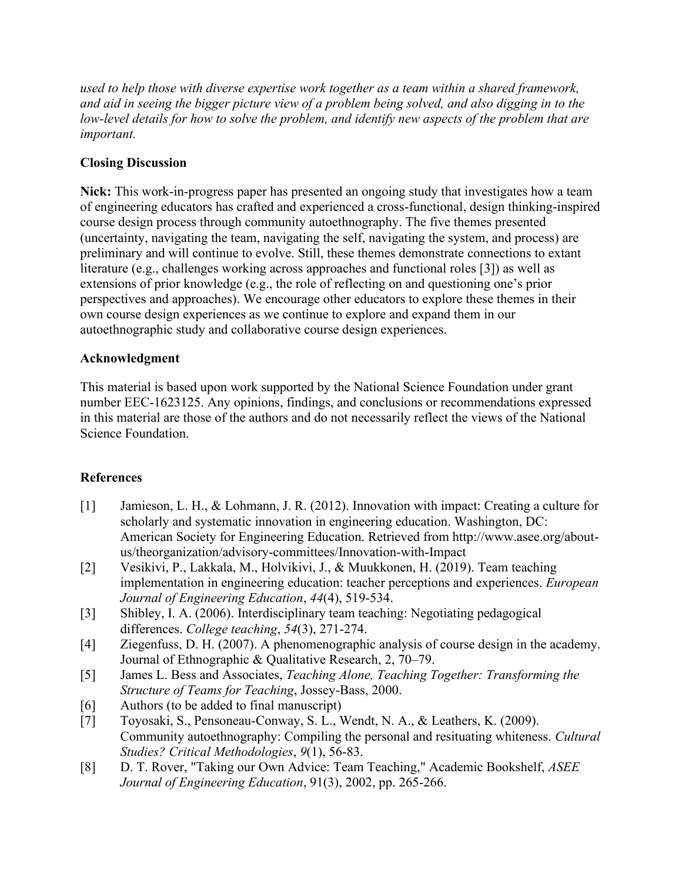*used to help those with diverse expertise work together as a team within a shared framework, and aid in seeing the bigger picture view of a problem being solved, and also digging in to the low-level details for how to solve the problem, and identify new aspects of the problem that are important.*

## Closing Discussion

**Nick:** This work-in-progress paper has presented an ongoing study that investigates how a team of engineering educators has crafted and experienced a cross-functional, design thinking-inspired course design process through community autoethnography. The five themes presented (uncertainty, navigating the team, navigating the self, navigating the system, and process) are preliminary and will continue to evolve. Still, these themes demonstrate connections to extant literature (e.g., challenges working across approaches and functional roles [3]) as well as extensions of prior knowledge (e.g., the role of reflecting on and questioning one's prior perspectives and approaches). We encourage other educators to explore these themes in their own course design experiences as we continue to explore and expand them in our autoethnographic study and collaborative course design experiences.

## Acknowledgment

This material is based upon work supported by the National Science Foundation under grant number EEC-1623125. Any opinions, findings, and conclusions or recommendations expressed in this material are those of the authors and do not necessarily reflect the views of the National Science Foundation.

## References

[1] Jamieson, L. H., & Lohmann, J. R. (2012). Innovation with impact: Creating a culture for scholarly and systematic innovation in engineering education. Washington, DC: American Society for Engineering Education. Retrieved from http://www.asee.org/about-us/theorganization/advisory-committees/Innovation-with-Impact

[2] Vesikivi, P., Lakkala, M., Holvikivi, J., & Muukkonen, H. (2019). Team teaching implementation in engineering education: teacher perceptions and experiences. *European Journal of Engineering Education*, *44*(4), 519-534.

[3] Shibley, I. A. (2006). Interdisciplinary team teaching: Negotiating pedagogical differences. *College teaching*, *54*(3), 271-274.

[4] Ziegenfuss, D. H. (2007). A phenomenographic analysis of course design in the academy. Journal of Ethnographic & Qualitative Research, 2, 70–79.

[5] James L. Bess and Associates, *Teaching Alone, Teaching Together: Transforming the Structure of Teams for Teaching*, Jossey-Bass, 2000.

[6] Authors (to be added to final manuscript)

[7] Toyosaki, S., Pensoneau-Conway, S. L., Wendt, N. A., & Leathers, K. (2009). Community autoethnography: Compiling the personal and resituating whiteness. *Cultural Studies? Critical Methodologies*, *9*(1), 56-83.

[8] D. T. Rover, "Taking our Own Advice: Team Teaching," Academic Bookshelf, *ASEE Journal of Engineering Education*, 91(3), 2002, pp. 265-266.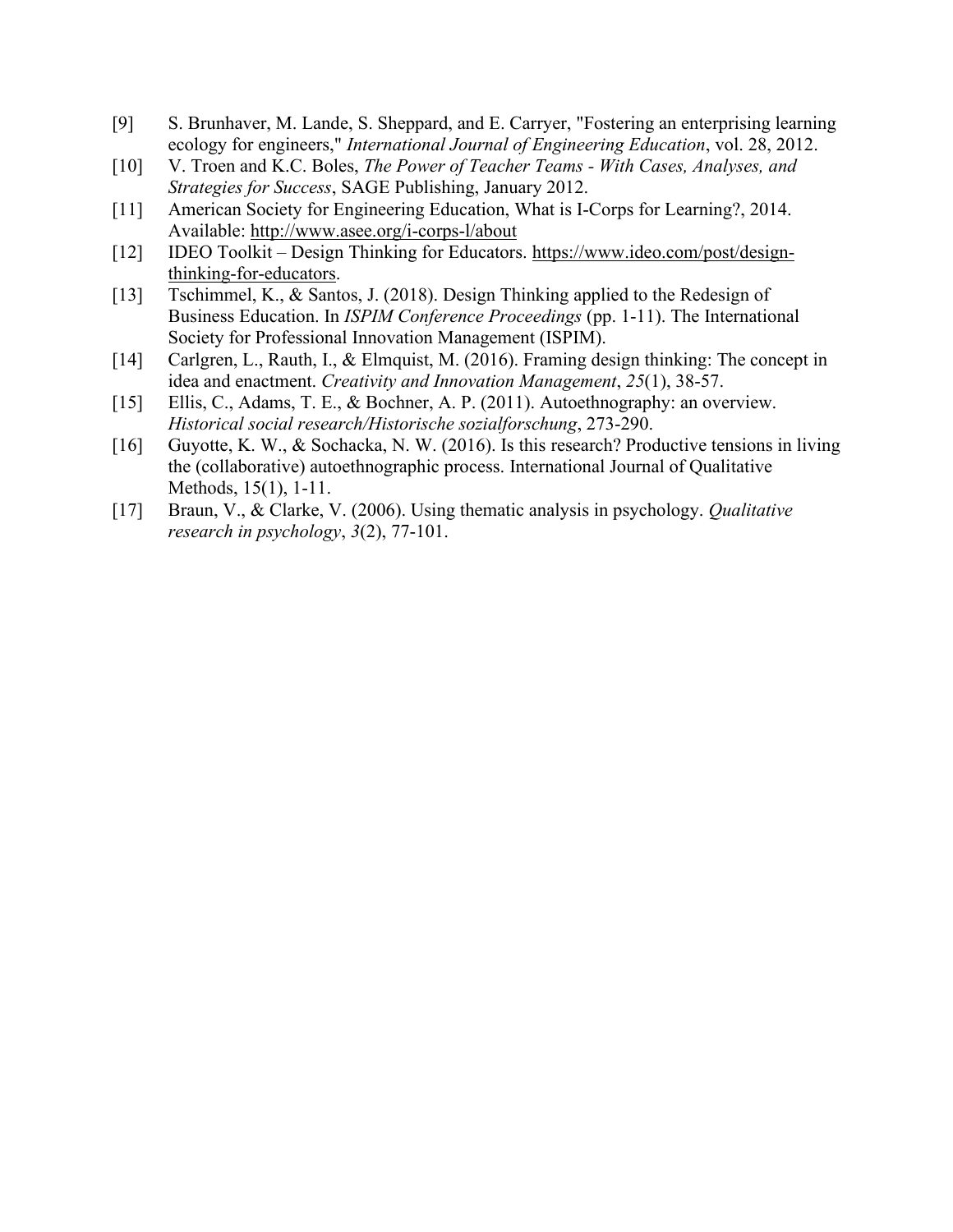[9] S. Brunhaver, M. Lande, S. Sheppard, and E. Carryer, "Fostering an enterprising learning ecology for engineers," *International Journal of Engineering Education*, vol. 28, 2012.

[10] V. Troen and K.C. Boles, *The Power of Teacher Teams - With Cases, Analyses, and Strategies for Success*, SAGE Publishing, January 2012.

[11] American Society for Engineering Education, What is I-Corps for Learning?, 2014. Available: http://www.asee.org/i-corps-l/about

[12] IDEO Toolkit – Design Thinking for Educators. https://www.ideo.com/post/design-thinking-for-educators.

[13] Tschimmel, K., & Santos, J. (2018). Design Thinking applied to the Redesign of Business Education. In *ISPIM Conference Proceedings* (pp. 1-11). The International Society for Professional Innovation Management (ISPIM).

[14] Carlgren, L., Rauth, I., & Elmquist, M. (2016). Framing design thinking: The concept in idea and enactment. *Creativity and Innovation Management*, *25*(1), 38-57.

[15] Ellis, C., Adams, T. E., & Bochner, A. P. (2011). Autoethnography: an overview. *Historical social research/Historische sozialforschung*, 273-290.

[16] Guyotte, K. W., & Sochacka, N. W. (2016). Is this research? Productive tensions in living the (collaborative) autoethnographic process. International Journal of Qualitative Methods, 15(1), 1-11.

[17] Braun, V., & Clarke, V. (2006). Using thematic analysis in psychology. *Qualitative research in psychology*, *3*(2), 77-101.